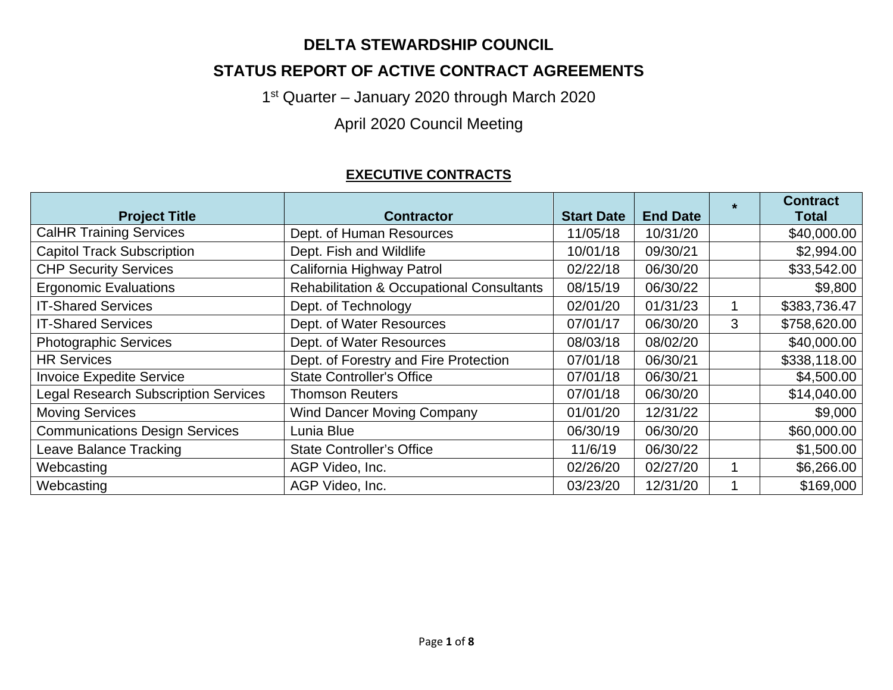# DELTA STEWARDSHIP COUNCIL

## STATUS REPORT OF ACTIVE CONTRACT AGREEMENTS

1st Quarter – January 2020 through March 2020

April 2020 Council Meeting

### EXECUTIVE CONTRACTS

| Project Title | Contractor | Start Date | End Date | * | Contract Total |
|---|---|---|---|---|---|
| CalHR Training Services | Dept. of Human Resources | 11/05/18 | 10/31/20 | | $40,000.00 |
| Capitol Track Subscription | Dept. Fish and Wildlife | 10/01/18 | 09/30/21 | | $2,994.00 |
| CHP Security Services | California Highway Patrol | 02/22/18 | 06/30/20 | | $33,542.00 |
| Ergonomic Evaluations | Rehabilitation & Occupational Consultants | 08/15/19 | 06/30/22 | | $9,800 |
| IT-Shared Services | Dept. of Technology | 02/01/20 | 01/31/23 | 1 | $383,736.47 |
| IT-Shared Services | Dept. of Water Resources | 07/01/17 | 06/30/20 | 3 | $758,620.00 |
| Photographic Services | Dept. of Water Resources | 08/03/18 | 08/02/20 | | $40,000.00 |
| HR Services | Dept. of Forestry and Fire Protection | 07/01/18 | 06/30/21 | | $338,118.00 |
| Invoice Expedite Service | State Controller's Office | 07/01/18 | 06/30/21 | | $4,500.00 |
| Legal Research Subscription Services | Thomson Reuters | 07/01/18 | 06/30/20 | | $14,040.00 |
| Moving Services | Wind Dancer Moving Company | 01/01/20 | 12/31/22 | | $9,000 |
| Communications Design Services | Lunia Blue | 06/30/19 | 06/30/20 | | $60,000.00 |
| Leave Balance Tracking | State Controller's Office | 11/6/19 | 06/30/22 | | $1,500.00 |
| Webcasting | AGP Video, Inc. | 02/26/20 | 02/27/20 | 1 | $6,266.00 |
| Webcasting | AGP Video, Inc. | 03/23/20 | 12/31/20 | 1 | $169,000 |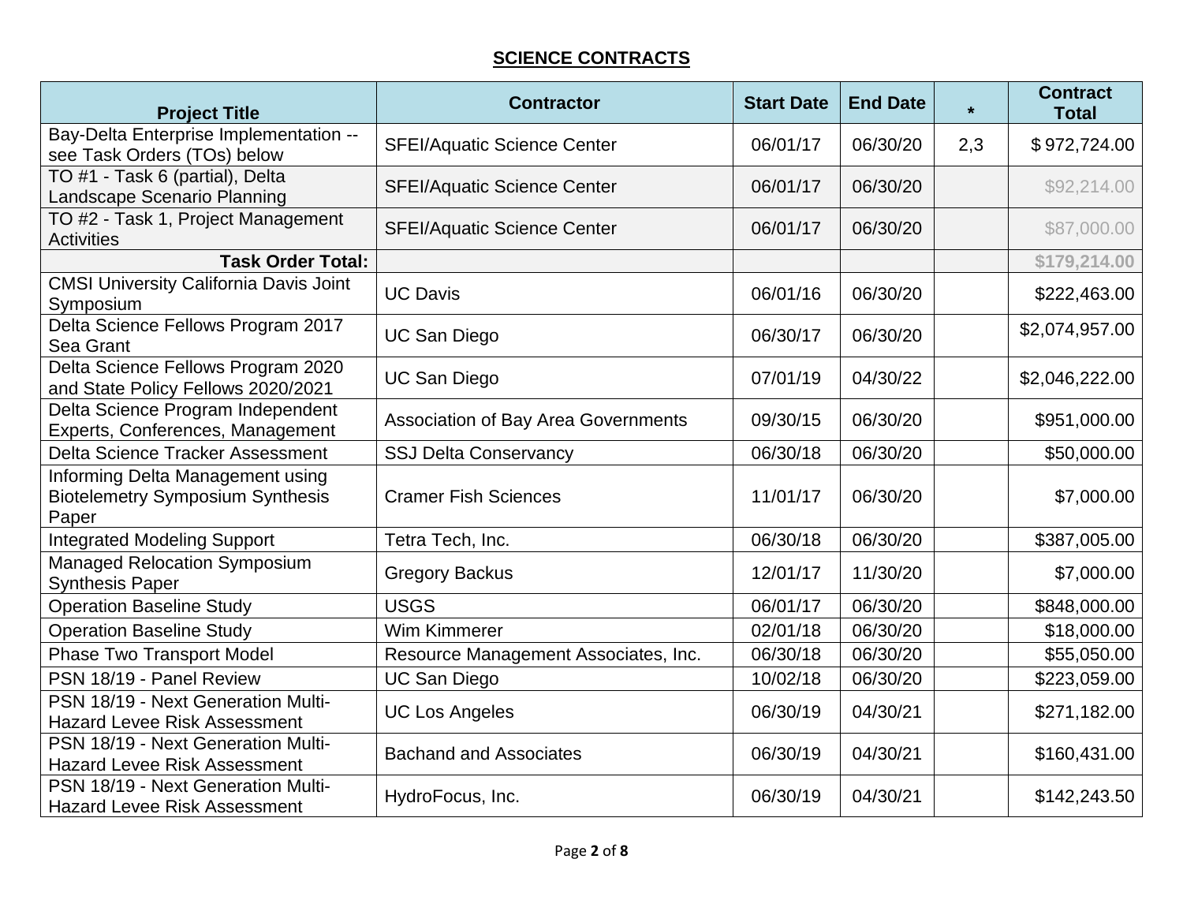## SCIENCE CONTRACTS

| Project Title | Contractor | Start Date | End Date | * | Contract Total |
|---|---|---|---|---|---|
| Bay-Delta Enterprise Implementation -- see Task Orders (TOs) below | SFEI/Aquatic Science Center | 06/01/17 | 06/30/20 | 2,3 | $ 972,724.00 |
| TO #1 - Task 6 (partial), Delta Landscape Scenario Planning | SFEI/Aquatic Science Center | 06/01/17 | 06/30/20 | | $92,214.00 |
| TO #2 - Task 1, Project Management Activities | SFEI/Aquatic Science Center | 06/01/17 | 06/30/20 | | $87,000.00 |
| **Task Order Total:** | | | | | **$179,214.00** |
| CMSI University California Davis Joint Symposium | UC Davis | 06/01/16 | 06/30/20 | | $222,463.00 |
| Delta Science Fellows Program 2017 Sea Grant | UC San Diego | 06/30/17 | 06/30/20 | | $2,074,957.00 |
| Delta Science Fellows Program 2020 and State Policy Fellows 2020/2021 | UC San Diego | 07/01/19 | 04/30/22 | | $2,046,222.00 |
| Delta Science Program Independent Experts, Conferences, Management | Association of Bay Area Governments | 09/30/15 | 06/30/20 | | $951,000.00 |
| Delta Science Tracker Assessment | SSJ Delta Conservancy | 06/30/18 | 06/30/20 | | $50,000.00 |
| Informing Delta Management using Biotelemetry Symposium Synthesis Paper | Cramer Fish Sciences | 11/01/17 | 06/30/20 | | $7,000.00 |
| Integrated Modeling Support | Tetra Tech, Inc. | 06/30/18 | 06/30/20 | | $387,005.00 |
| Managed Relocation Symposium Synthesis Paper | Gregory Backus | 12/01/17 | 11/30/20 | | $7,000.00 |
| Operation Baseline Study | USGS | 06/01/17 | 06/30/20 | | $848,000.00 |
| Operation Baseline Study | Wim Kimmerer | 02/01/18 | 06/30/20 | | $18,000.00 |
| Phase Two Transport Model | Resource Management Associates, Inc. | 06/30/18 | 06/30/20 | | $55,050.00 |
| PSN 18/19 - Panel Review | UC San Diego | 10/02/18 | 06/30/20 | | $223,059.00 |
| PSN 18/19 - Next Generation Multi-Hazard Levee Risk Assessment | UC Los Angeles | 06/30/19 | 04/30/21 | | $271,182.00 |
| PSN 18/19 - Next Generation Multi-Hazard Levee Risk Assessment | Bachand and Associates | 06/30/19 | 04/30/21 | | $160,431.00 |
| PSN 18/19 - Next Generation Multi-Hazard Levee Risk Assessment | HydroFocus, Inc. | 06/30/19 | 04/30/21 | | $142,243.50 |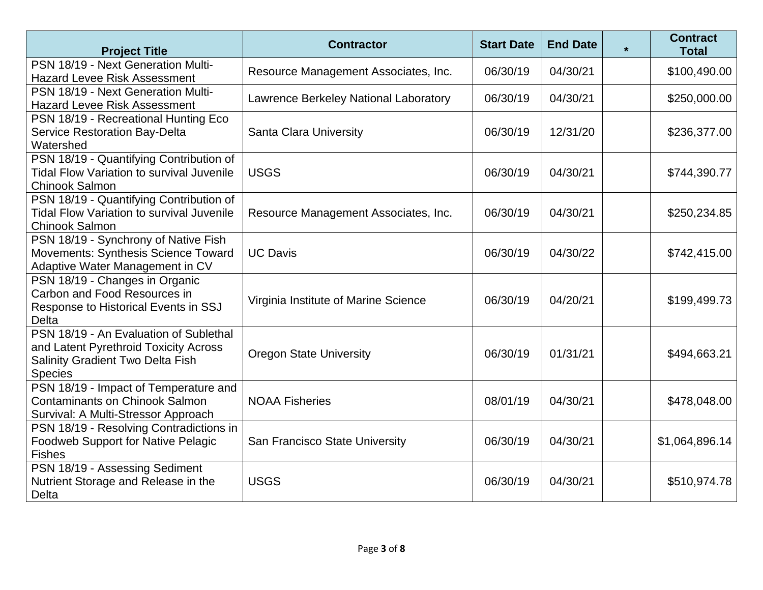| Project Title | Contractor | Start Date | End Date | * | Contract Total |
| --- | --- | --- | --- | --- | --- |
| PSN 18/19 - Next Generation Multi-Hazard Levee Risk Assessment | Resource Management Associates, Inc. | 06/30/19 | 04/30/21 | | $100,490.00 |
| PSN 18/19 - Next Generation Multi-Hazard Levee Risk Assessment | Lawrence Berkeley National Laboratory | 06/30/19 | 04/30/21 | | $250,000.00 |
| PSN 18/19 - Recreational Hunting Eco Service Restoration Bay-Delta Watershed | Santa Clara University | 06/30/19 | 12/31/20 | | $236,377.00 |
| PSN 18/19 - Quantifying Contribution of Tidal Flow Variation to survival Juvenile Chinook Salmon | USGS | 06/30/19 | 04/30/21 | | $744,390.77 |
| PSN 18/19 - Quantifying Contribution of Tidal Flow Variation to survival Juvenile Chinook Salmon | Resource Management Associates, Inc. | 06/30/19 | 04/30/21 | | $250,234.85 |
| PSN 18/19 - Synchrony of Native Fish Movements: Synthesis Science Toward Adaptive Water Management in CV | UC Davis | 06/30/19 | 04/30/22 | | $742,415.00 |
| PSN 18/19 - Changes in Organic Carbon and Food Resources in Response to Historical Events in SSJ Delta | Virginia Institute of Marine Science | 06/30/19 | 04/20/21 | | $199,499.73 |
| PSN 18/19 - An Evaluation of Sublethal and Latent Pyrethroid Toxicity Across Salinity Gradient Two Delta Fish Species | Oregon State University | 06/30/19 | 01/31/21 | | $494,663.21 |
| PSN 18/19 - Impact of Temperature and Contaminants on Chinook Salmon Survival: A Multi-Stressor Approach | NOAA Fisheries | 08/01/19 | 04/30/21 | | $478,048.00 |
| PSN 18/19 - Resolving Contradictions in Foodweb Support for Native Pelagic Fishes | San Francisco State University | 06/30/19 | 04/30/21 | | $1,064,896.14 |
| PSN 18/19 - Assessing Sediment Nutrient Storage and Release in the Delta | USGS | 06/30/19 | 04/30/21 | | $510,974.78 |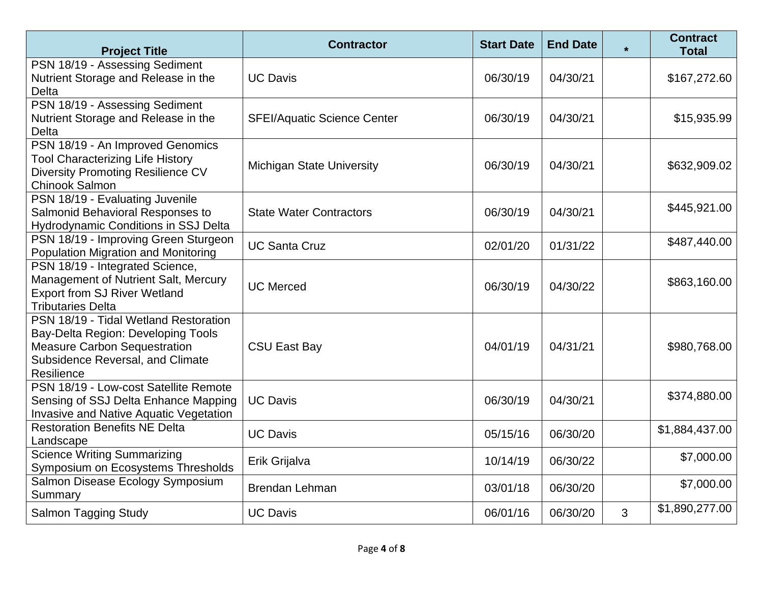| Project Title | Contractor | Start Date | End Date | * | Contract Total |
|---|---|---|---|---|---|
| PSN 18/19 - Assessing Sediment Nutrient Storage and Release in the Delta | UC Davis | 06/30/19 | 04/30/21 | | $167,272.60 |
| PSN 18/19 - Assessing Sediment Nutrient Storage and Release in the Delta | SFEI/Aquatic Science Center | 06/30/19 | 04/30/21 | | $15,935.99 |
| PSN 18/19 - An Improved Genomics Tool Characterizing Life History Diversity Promoting Resilience CV Chinook Salmon | Michigan State University | 06/30/19 | 04/30/21 | | $632,909.02 |
| PSN 18/19 - Evaluating Juvenile Salmonid Behavioral Responses to Hydrodynamic Conditions in SSJ Delta | State Water Contractors | 06/30/19 | 04/30/21 | | $445,921.00 |
| PSN 18/19 - Improving Green Sturgeon Population Migration and Monitoring | UC Santa Cruz | 02/01/20 | 01/31/22 | | $487,440.00 |
| PSN 18/19 - Integrated Science, Management of Nutrient Salt, Mercury Export from SJ River Wetland Tributaries Delta | UC Merced | 06/30/19 | 04/30/22 | | $863,160.00 |
| PSN 18/19 - Tidal Wetland Restoration Bay-Delta Region: Developing Tools Measure Carbon Sequestration Subsidence Reversal, and Climate Resilience | CSU East Bay | 04/01/19 | 04/31/21 | | $980,768.00 |
| PSN 18/19 - Low-cost Satellite Remote Sensing of SSJ Delta Enhance Mapping Invasive and Native Aquatic Vegetation | UC Davis | 06/30/19 | 04/30/21 | | $374,880.00 |
| Restoration Benefits NE Delta Landscape | UC Davis | 05/15/16 | 06/30/20 | | $1,884,437.00 |
| Science Writing Summarizing Symposium on Ecosystems Thresholds | Erik Grijalva | 10/14/19 | 06/30/22 | | $7,000.00 |
| Salmon Disease Ecology Symposium Summary | Brendan Lehman | 03/01/18 | 06/30/20 | | $7,000.00 |
| Salmon Tagging Study | UC Davis | 06/01/16 | 06/30/20 | 3 | $1,890,277.00 |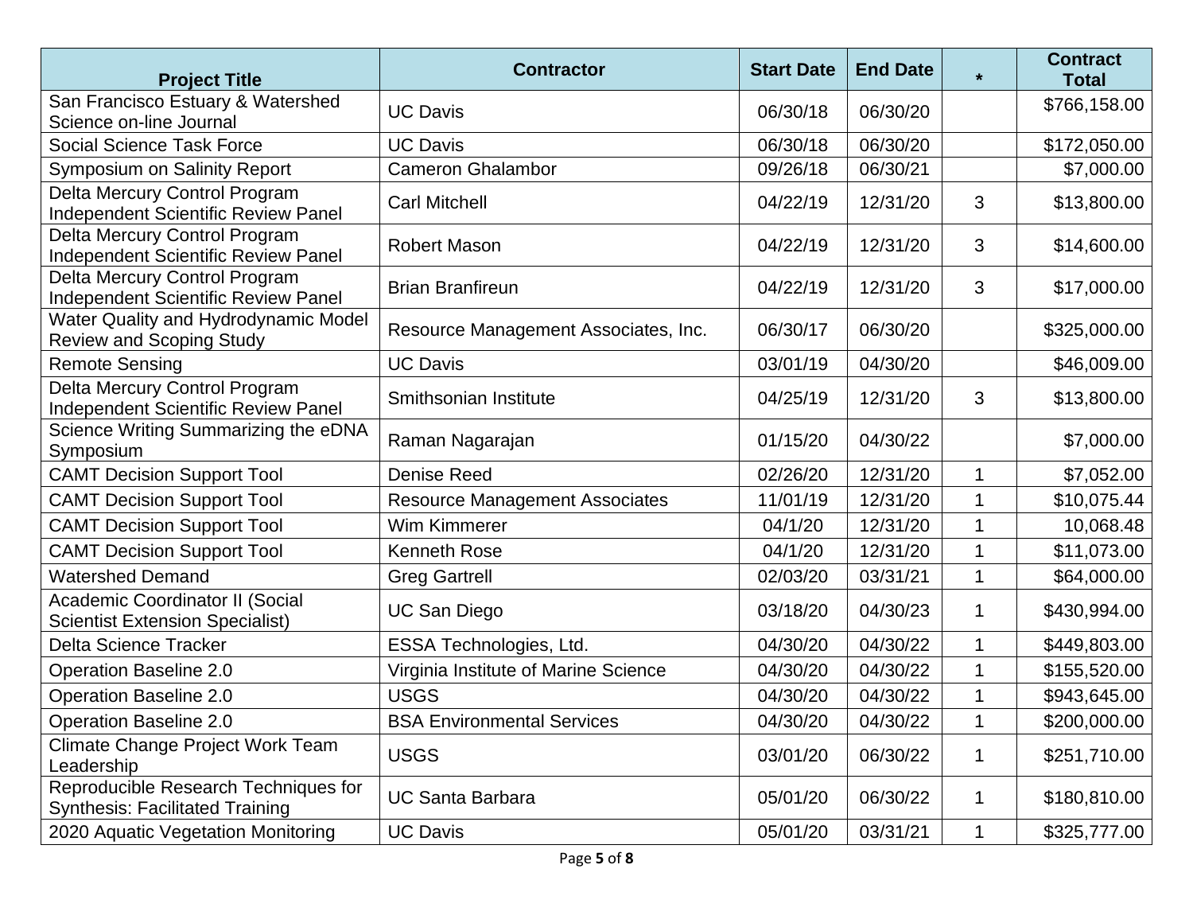| Project Title | Contractor | Start Date | End Date | * | Contract Total |
|---|---|---|---|---|---|
| San Francisco Estuary & Watershed Science on-line Journal | UC Davis | 06/30/18 | 06/30/20 | | $766,158.00 |
| Social Science Task Force | UC Davis | 06/30/18 | 06/30/20 | | $172,050.00 |
| Symposium on Salinity Report | Cameron Ghalambor | 09/26/18 | 06/30/21 | | $7,000.00 |
| Delta Mercury Control Program Independent Scientific Review Panel | Carl Mitchell | 04/22/19 | 12/31/20 | 3 | $13,800.00 |
| Delta Mercury Control Program Independent Scientific Review Panel | Robert Mason | 04/22/19 | 12/31/20 | 3 | $14,600.00 |
| Delta Mercury Control Program Independent Scientific Review Panel | Brian Branfireun | 04/22/19 | 12/31/20 | 3 | $17,000.00 |
| Water Quality and Hydrodynamic Model Review and Scoping Study | Resource Management Associates, Inc. | 06/30/17 | 06/30/20 | | $325,000.00 |
| Remote Sensing | UC Davis | 03/01/19 | 04/30/20 | | $46,009.00 |
| Delta Mercury Control Program Independent Scientific Review Panel | Smithsonian Institute | 04/25/19 | 12/31/20 | 3 | $13,800.00 |
| Science Writing Summarizing the eDNA Symposium | Raman Nagarajan | 01/15/20 | 04/30/22 | | $7,000.00 |
| CAMT Decision Support Tool | Denise Reed | 02/26/20 | 12/31/20 | 1 | $7,052.00 |
| CAMT Decision Support Tool | Resource Management Associates | 11/01/19 | 12/31/20 | 1 | $10,075.44 |
| CAMT Decision Support Tool | Wim Kimmerer | 04/1/20 | 12/31/20 | 1 | 10,068.48 |
| CAMT Decision Support Tool | Kenneth Rose | 04/1/20 | 12/31/20 | 1 | $11,073.00 |
| Watershed Demand | Greg Gartrell | 02/03/20 | 03/31/21 | 1 | $64,000.00 |
| Academic Coordinator II (Social Scientist Extension Specialist) | UC San Diego | 03/18/20 | 04/30/23 | 1 | $430,994.00 |
| Delta Science Tracker | ESSA Technologies, Ltd. | 04/30/20 | 04/30/22 | 1 | $449,803.00 |
| Operation Baseline 2.0 | Virginia Institute of Marine Science | 04/30/20 | 04/30/22 | 1 | $155,520.00 |
| Operation Baseline 2.0 | USGS | 04/30/20 | 04/30/22 | 1 | $943,645.00 |
| Operation Baseline 2.0 | BSA Environmental Services | 04/30/20 | 04/30/22 | 1 | $200,000.00 |
| Climate Change Project Work Team Leadership | USGS | 03/01/20 | 06/30/22 | 1 | $251,710.00 |
| Reproducible Research Techniques for Synthesis: Facilitated Training | UC Santa Barbara | 05/01/20 | 06/30/22 | 1 | $180,810.00 |
| 2020 Aquatic Vegetation Monitoring | UC Davis | 05/01/20 | 03/31/21 | 1 | $325,777.00 |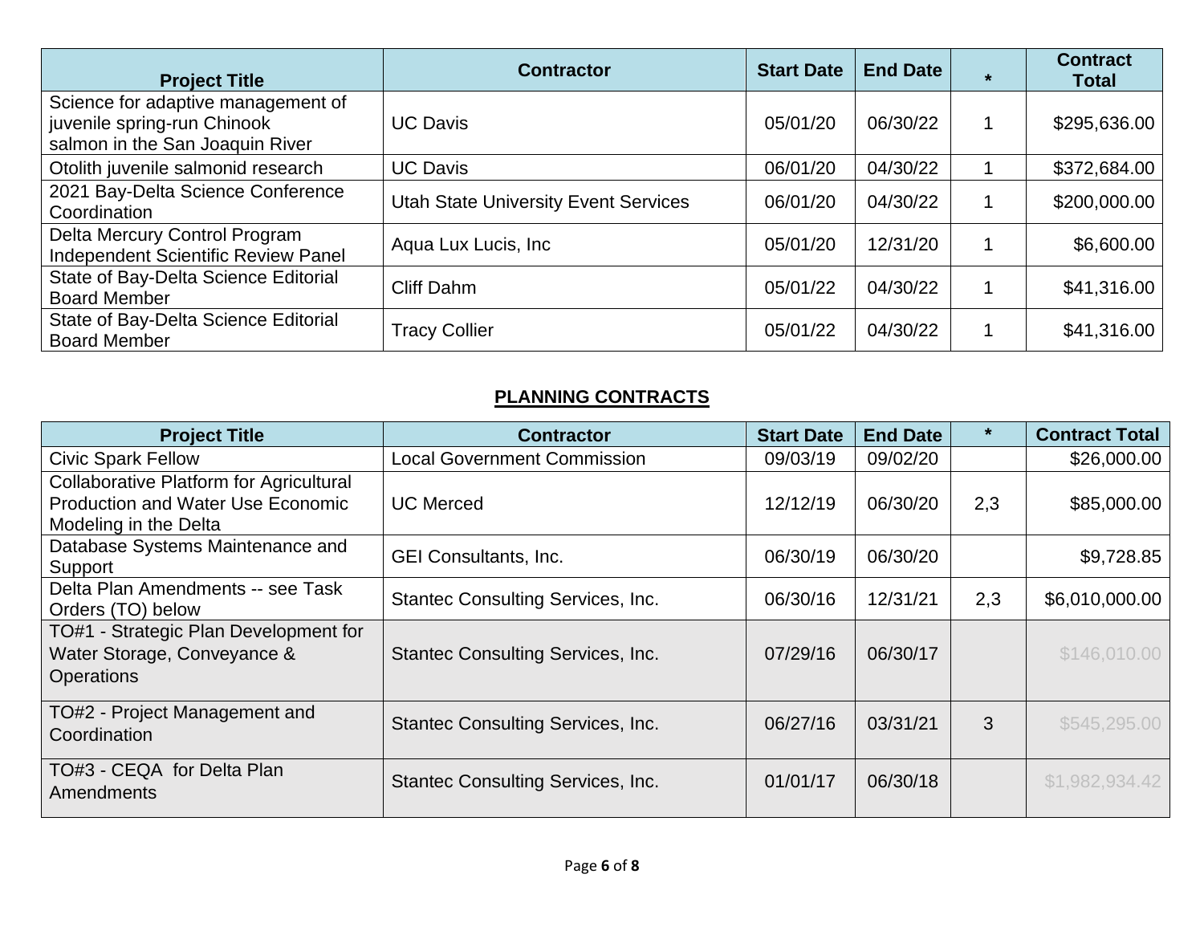| Project Title | Contractor | Start Date | End Date | * | Contract Total |
|---|---|---|---|---|---|
| Science for adaptive management of juvenile spring-run Chinook salmon in the San Joaquin River | UC Davis | 05/01/20 | 06/30/22 | 1 | $295,636.00 |
| Otolith juvenile salmonid research | UC Davis | 06/01/20 | 04/30/22 | 1 | $372,684.00 |
| 2021 Bay-Delta Science Conference Coordination | Utah State University Event Services | 06/01/20 | 04/30/22 | 1 | $200,000.00 |
| Delta Mercury Control Program Independent Scientific Review Panel | Aqua Lux Lucis, Inc | 05/01/20 | 12/31/20 | 1 | $6,600.00 |
| State of Bay-Delta Science Editorial Board Member | Cliff Dahm | 05/01/22 | 04/30/22 | 1 | $41,316.00 |
| State of Bay-Delta Science Editorial Board Member | Tracy Collier | 05/01/22 | 04/30/22 | 1 | $41,316.00 |

## PLANNING CONTRACTS

| Project Title | Contractor | Start Date | End Date | * | Contract Total |
|---|---|---|---|---|---|
| Civic Spark Fellow | Local Government Commission | 09/03/19 | 09/02/20 | | $26,000.00 |
| Collaborative Platform for Agricultural Production and Water Use Economic Modeling in the Delta | UC Merced | 12/12/19 | 06/30/20 | 2,3 | $85,000.00 |
| Database Systems Maintenance and Support | GEI Consultants, Inc. | 06/30/19 | 06/30/20 | | $9,728.85 |
| Delta Plan Amendments -- see Task Orders (TO) below | Stantec Consulting Services, Inc. | 06/30/16 | 12/31/21 | 2,3 | $6,010,000.00 |
| TO#1 - Strategic Plan Development for Water Storage, Conveyance & Operations | Stantec Consulting Services, Inc. | 07/29/16 | 06/30/17 | | $146,010.00 |
| TO#2 - Project Management and Coordination | Stantec Consulting Services, Inc. | 06/27/16 | 03/31/21 | 3 | $545,295.00 |
| TO#3 - CEQA for Delta Plan Amendments | Stantec Consulting Services, Inc. | 01/01/17 | 06/30/18 | | $1,982,934.42 |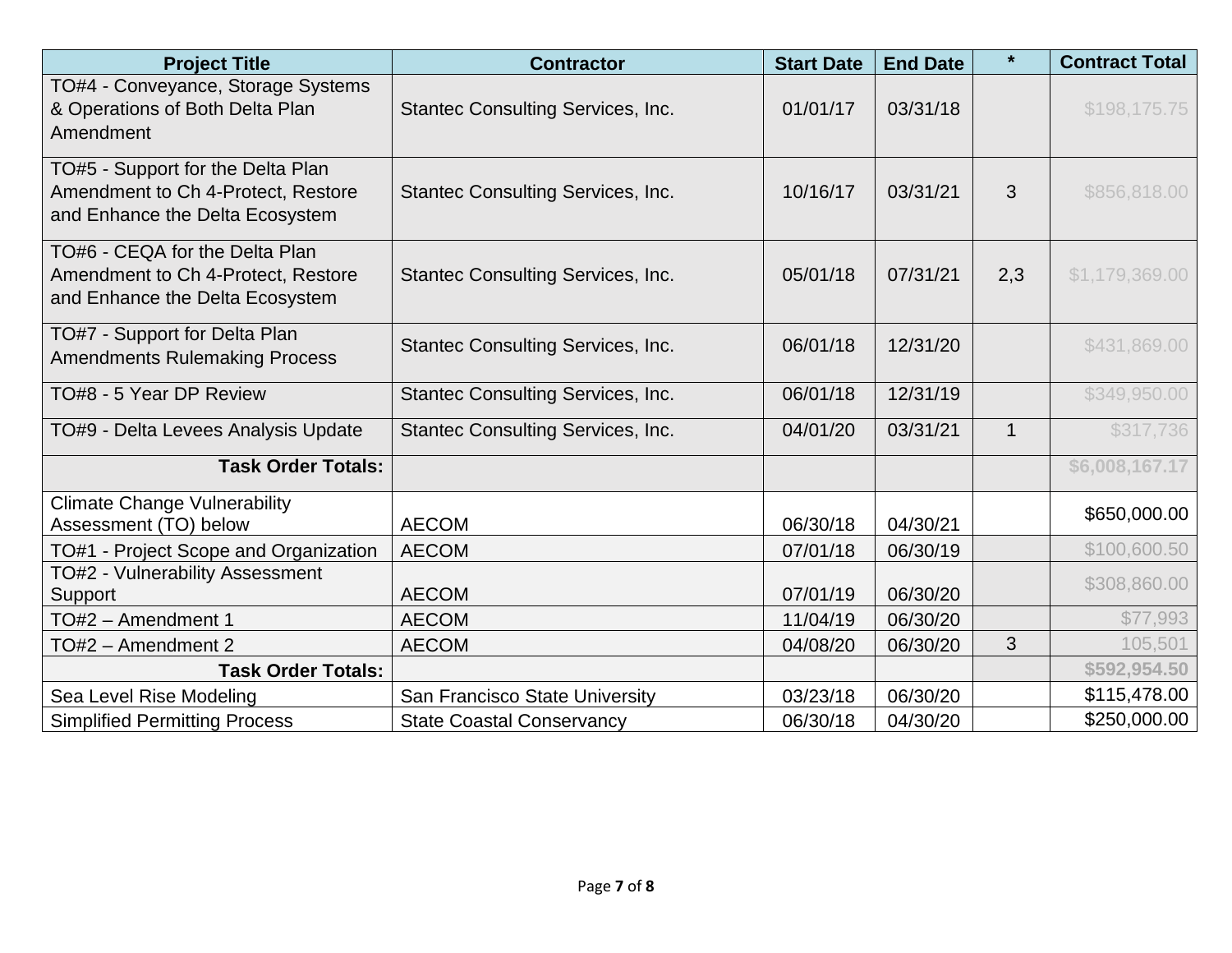| Project Title | Contractor | Start Date | End Date | * | Contract Total |
|---|---|---|---|---|---|
| TO#4 - Conveyance, Storage Systems & Operations of Both Delta Plan Amendment | Stantec Consulting Services, Inc. | 01/01/17 | 03/31/18 | | $198,175.75 |
| TO#5 - Support for the Delta Plan Amendment to Ch 4-Protect, Restore and Enhance the Delta Ecosystem | Stantec Consulting Services, Inc. | 10/16/17 | 03/31/21 | 3 | $856,818.00 |
| TO#6 - CEQA for the Delta Plan Amendment to Ch 4-Protect, Restore and Enhance the Delta Ecosystem | Stantec Consulting Services, Inc. | 05/01/18 | 07/31/21 | 2,3 | $1,179,369.00 |
| TO#7 - Support for Delta Plan Amendments Rulemaking Process | Stantec Consulting Services, Inc. | 06/01/18 | 12/31/20 | | $431,869.00 |
| TO#8 - 5 Year DP Review | Stantec Consulting Services, Inc. | 06/01/18 | 12/31/19 | | $349,950.00 |
| TO#9 - Delta Levees Analysis Update | Stantec Consulting Services, Inc. | 04/01/20 | 03/31/21 | 1 | $317,736 |
| **Task Order Totals:** | | | | | **$6,008,167.17** |
| Climate Change Vulnerability Assessment (TO) below | AECOM | 06/30/18 | 04/30/21 | | $650,000.00 |
| TO#1 - Project Scope and Organization | AECOM | 07/01/18 | 06/30/19 | | $100,600.50 |
| TO#2 - Vulnerability Assessment Support | AECOM | 07/01/19 | 06/30/20 | | $308,860.00 |
| TO#2 – Amendment 1 | AECOM | 11/04/19 | 06/30/20 | | $77,993 |
| TO#2 – Amendment 2 | AECOM | 04/08/20 | 06/30/20 | 3 | 105,501 |
| **Task Order Totals:** | | | | | **$592,954.50** |
| Sea Level Rise Modeling | San Francisco State University | 03/23/18 | 06/30/20 | | $115,478.00 |
| Simplified Permitting Process | State Coastal Conservancy | 06/30/18 | 04/30/20 | | $250,000.00 |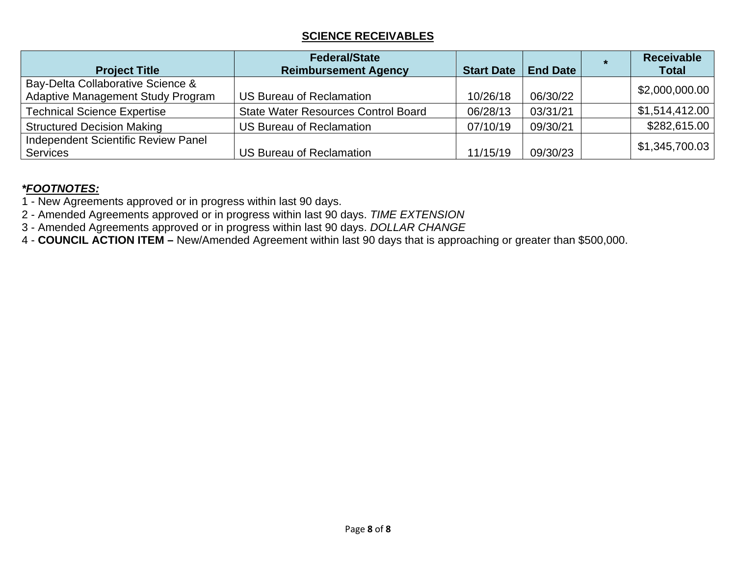## SCIENCE RECEIVABLES

| Project Title | Federal/State Reimbursement Agency | Start Date | End Date | * | Receivable Total |
|---|---|---|---|---|---|
| Bay-Delta Collaborative Science & Adaptive Management Study Program | US Bureau of Reclamation | 10/26/18 | 06/30/22 | | $2,000,000.00 |
| Technical Science Expertise | State Water Resources Control Board | 06/28/13 | 03/31/21 | | $1,514,412.00 |
| Structured Decision Making | US Bureau of Reclamation | 07/10/19 | 09/30/21 | | $282,615.00 |
| Independent Scientific Review Panel Services | US Bureau of Reclamation | 11/15/19 | 09/30/23 | | $1,345,700.03 |

***FOOTNOTES:***

1 - New Agreements approved or in progress within last 90 days.
2 - Amended Agreements approved or in progress within last 90 days. *TIME EXTENSION*
3 - Amended Agreements approved or in progress within last 90 days. *DOLLAR CHANGE*
4 - **COUNCIL ACTION ITEM –** New/Amended Agreement within last 90 days that is approaching or greater than $500,000.